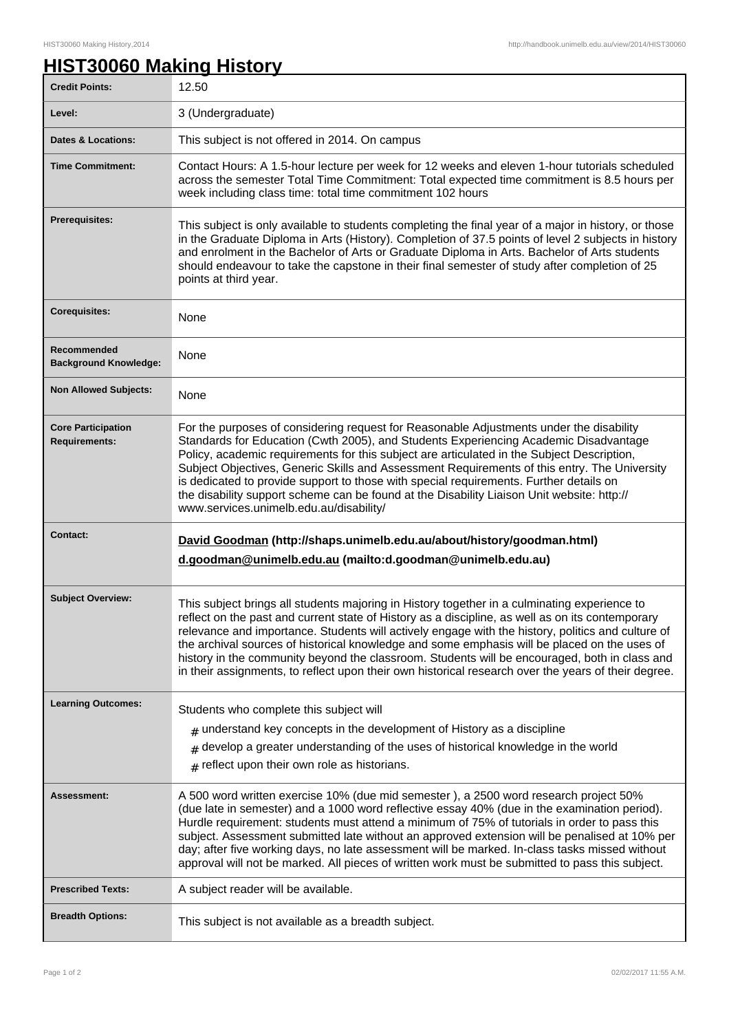# HIST30060 Making History

| | |
|---|---|
| **Credit Points:** | 12.50 |
| **Level:** | 3 (Undergraduate) |
| **Dates & Locations:** | This subject is not offered in 2014. On campus |
| **Time Commitment:** | Contact Hours: A 1.5-hour lecture per week for 12 weeks and eleven 1-hour tutorials scheduled across the semester Total Time Commitment: Total expected time commitment is 8.5 hours per week including class time: total time commitment 102 hours |
| **Prerequisites:** | This subject is only available to students completing the final year of a major in history, or those in the Graduate Diploma in Arts (History). Completion of 37.5 points of level 2 subjects in history and enrolment in the Bachelor of Arts or Graduate Diploma in Arts. Bachelor of Arts students should endeavour to take the capstone in their final semester of study after completion of 25 points at third year. |
| **Corequisites:** | None |
| **Recommended Background Knowledge:** | None |
| **Non Allowed Subjects:** | None |
| **Core Participation Requirements:** | For the purposes of considering request for Reasonable Adjustments under the disability Standards for Education (Cwth 2005), and Students Experiencing Academic Disadvantage Policy, academic requirements for this subject are articulated in the Subject Description, Subject Objectives, Generic Skills and Assessment Requirements of this entry. The University is dedicated to provide support to those with special requirements. Further details on the disability support scheme can be found at the Disability Liaison Unit website: http://www.services.unimelb.edu.au/disability/ |
| **Contact:** | **David Goodman (http://shaps.unimelb.edu.au/about/history/goodman.html)** **d.goodman@unimelb.edu.au (mailto:d.goodman@unimelb.edu.au)** |
| **Subject Overview:** | This subject brings all students majoring in History together in a culminating experience to reflect on the past and current state of History as a discipline, as well as on its contemporary relevance and importance. Students will actively engage with the history, politics and culture of the archival sources of historical knowledge and some emphasis will be placed on the uses of history in the community beyond the classroom. Students will be encouraged, both in class and in their assignments, to reflect upon their own historical research over the years of their degree. |
| **Learning Outcomes:** | Students who complete this subject will <br># understand key concepts in the development of History as a discipline <br># develop a greater understanding of the uses of historical knowledge in the world <br># reflect upon their own role as historians. |
| **Assessment:** | A 500 word written exercise 10% (due mid semester ), a 2500 word research project 50% (due late in semester) and a 1000 word reflective essay 40% (due in the examination period). Hurdle requirement: students must attend a minimum of 75% of tutorials in order to pass this subject. Assessment submitted late without an approved extension will be penalised at 10% per day; after five working days, no late assessment will be marked. In-class tasks missed without approval will not be marked. All pieces of written work must be submitted to pass this subject. |
| **Prescribed Texts:** | A subject reader will be available. |
| **Breadth Options:** | This subject is not available as a breadth subject. |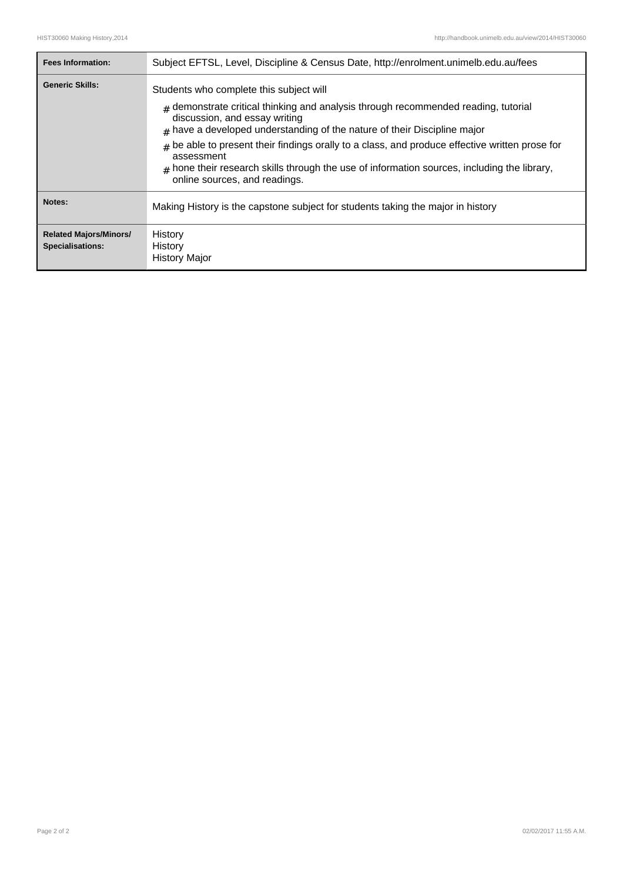| | |
|---|---|
| **Fees Information:** | Subject EFTSL, Level, Discipline & Census Date, http://enrolment.unimelb.edu.au/fees |
| **Generic Skills:** | Students who complete this subject will<br># demonstrate critical thinking and analysis through recommended reading, tutorial discussion, and essay writing<br># have a developed understanding of the nature of their Discipline major<br># be able to present their findings orally to a class, and produce effective written prose for assessment<br># hone their research skills through the use of information sources, including the library, online sources, and readings. |
| **Notes:** | Making History is the capstone subject for students taking the major in history |
| **Related Majors/Minors/ Specialisations:** | History<br>History<br>History Major |